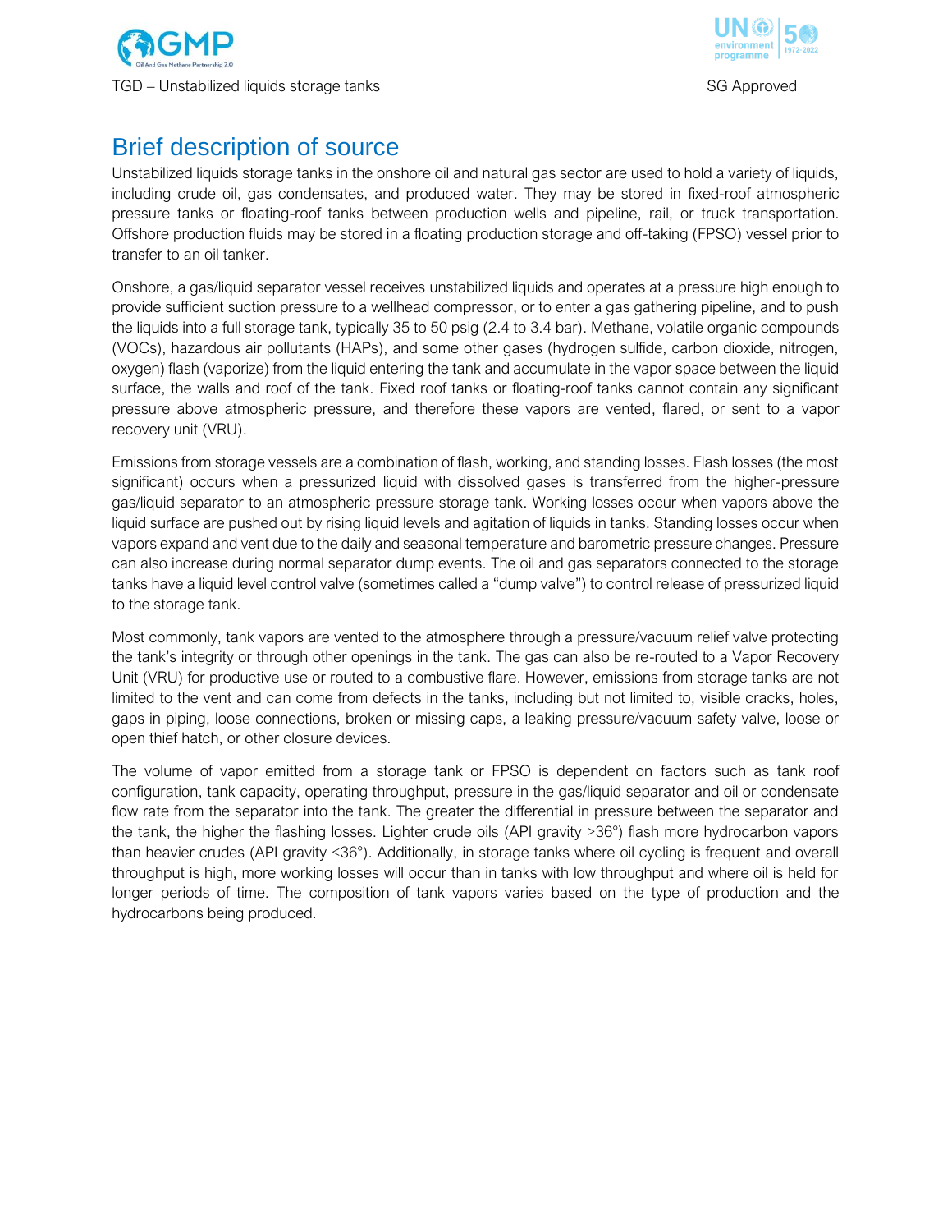# Brief description of source

Unstabilized liquids storage tanks in the onshore oil and natural gas sector are used to hold a variety of liquids, including crude oil, gas condensates, and produced water. They may be stored in fixed-roof atmospheric pressure tanks or floating-roof tanks between production wells and pipeline, rail, or truck transportation. Offshore production fluids may be stored in a floating production storage and off-taking (FPSO) vessel prior to transfer to an oil tanker.

Onshore, a gas/liquid separator vessel receives unstabilized liquids and operates at a pressure high enough to provide sufficient suction pressure to a wellhead compressor, or to enter a gas gathering pipeline, and to push the liquids into a full storage tank, typically 35 to 50 psig (2.4 to 3.4 bar). Methane, volatile organic compounds (VOCs), hazardous air pollutants (HAPs), and some other gases (hydrogen sulfide, carbon dioxide, nitrogen, oxygen) flash (vaporize) from the liquid entering the tank and accumulate in the vapor space between the liquid surface, the walls and roof of the tank. Fixed roof tanks or floating-roof tanks cannot contain any significant pressure above atmospheric pressure, and therefore these vapors are vented, flared, or sent to a vapor recovery unit (VRU).

Emissions from storage vessels are a combination of flash, working, and standing losses. Flash losses (the most significant) occurs when a pressurized liquid with dissolved gases is transferred from the higher-pressure gas/liquid separator to an atmospheric pressure storage tank. Working losses occur when vapors above the liquid surface are pushed out by rising liquid levels and agitation of liquids in tanks. Standing losses occur when vapors expand and vent due to the daily and seasonal temperature and barometric pressure changes. Pressure can also increase during normal separator dump events. The oil and gas separators connected to the storage tanks have a liquid level control valve (sometimes called a "dump valve") to control release of pressurized liquid to the storage tank.

Most commonly, tank vapors are vented to the atmosphere through a pressure/vacuum relief valve protecting the tank's integrity or through other openings in the tank. The gas can also be re-routed to a Vapor Recovery Unit (VRU) for productive use or routed to a combustive flare. However, emissions from storage tanks are not limited to the vent and can come from defects in the tanks, including but not limited to, visible cracks, holes, gaps in piping, loose connections, broken or missing caps, a leaking pressure/vacuum safety valve, loose or open thief hatch, or other closure devices.

The volume of vapor emitted from a storage tank or FPSO is dependent on factors such as tank roof configuration, tank capacity, operating throughput, pressure in the gas/liquid separator and oil or condensate flow rate from the separator into the tank. The greater the differential in pressure between the separator and the tank, the higher the flashing losses. Lighter crude oils (API gravity >36°) flash more hydrocarbon vapors than heavier crudes (API gravity <36°). Additionally, in storage tanks where oil cycling is frequent and overall throughput is high, more working losses will occur than in tanks with low throughput and where oil is held for longer periods of time. The composition of tank vapors varies based on the type of production and the hydrocarbons being produced.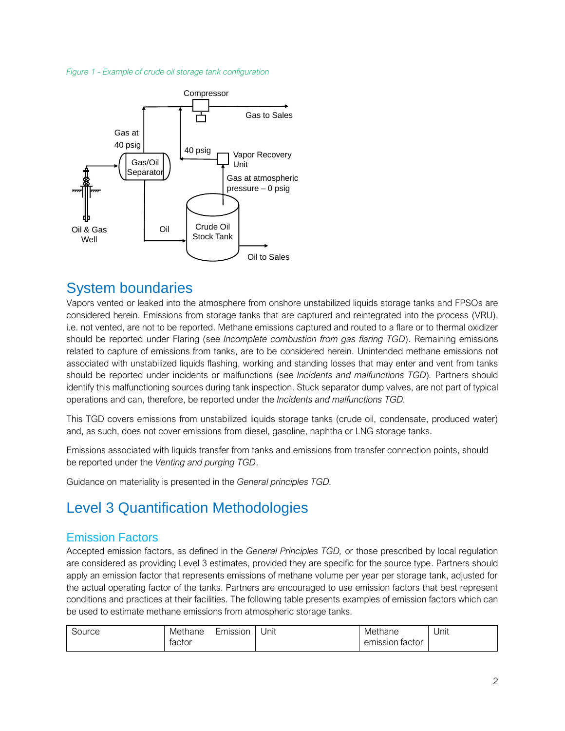*Figure 1 - Example of crude oil storage tank configuration*

# System boundaries

Vapors vented or leaked into the atmosphere from onshore unstabilized liquids storage tanks and FPSOs are considered herein. Emissions from storage tanks that are captured and reintegrated into the process (VRU), i.e. not vented, are not to be reported. Methane emissions captured and routed to a flare or to thermal oxidizer should be reported under Flaring (see *Incomplete combustion from gas flaring TGD*). Remaining emissions related to capture of emissions from tanks, are to be considered herein. Unintended methane emissions not associated with unstabilized liquids flashing, working and standing losses that may enter and vent from tanks should be reported under incidents or malfunctions (see *Incidents and malfunctions TGD*). Partners should identify this malfunctioning sources during tank inspection. Stuck separator dump valves, are not part of typical operations and can, therefore, be reported under the *Incidents and malfunctions TGD.*

This TGD covers emissions from unstabilized liquids storage tanks (crude oil, condensate, produced water) and, as such, does not cover emissions from diesel, gasoline, naphtha or LNG storage tanks.

Emissions associated with liquids transfer from tanks and emissions from transfer connection points, should be reported under the *Venting and purging TGD*.

Guidance on materiality is presented in the *General principles TGD.*

# Level 3 Quantification Methodologies

## Emission Factors

Accepted emission factors, as defined in the *General Principles TGD,* or those prescribed by local regulation are considered as providing Level 3 estimates, provided they are specific for the source type. Partners should apply an emission factor that represents emissions of methane volume per year per storage tank, adjusted for the actual operating factor of the tanks. Partners are encouraged to use emission factors that best represent conditions and practices at their facilities. The following table presents examples of emission factors which can be used to estimate methane emissions from atmospheric storage tanks.

| Source | Methane Emission factor | Unit | Methane emission factor | Unit |
|---|---|---|---|---|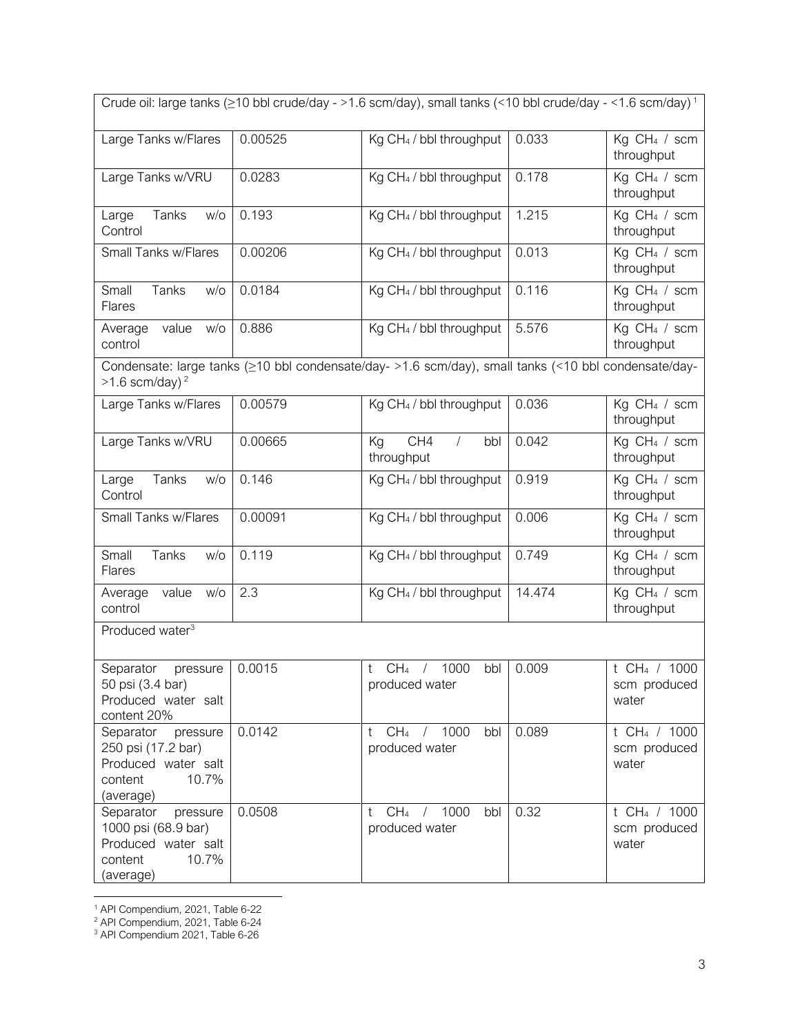| Crude oil: large tanks (≥10 bbl crude/day - >1.6 scm/day), small tanks (<10 bbl crude/day - <1.6 scm/day) [1] | | | | |
|---|---|---|---|---|
| Large Tanks w/Flares | 0.00525 | Kg $CH_4$ / bbl throughput | 0.033 | Kg $CH_4$ / scm throughput |
| Large Tanks w/VRU | 0.0283 | Kg $CH_4$ / bbl throughput | 0.178 | Kg $CH_4$ / scm throughput |
| Large Tanks w/o Control | 0.193 | Kg $CH_4$ / bbl throughput | 1.215 | Kg $CH_4$ / scm throughput |
| Small Tanks w/Flares | 0.00206 | Kg $CH_4$ / bbl throughput | 0.013 | Kg $CH_4$ / scm throughput |
| Small Tanks w/o Flares | 0.0184 | Kg $CH_4$ / bbl throughput | 0.116 | Kg $CH_4$ / scm throughput |
| Average value w/o control | 0.886 | Kg $CH_4$ / bbl throughput | 5.576 | Kg $CH_4$ / scm throughput |
| Condensate: large tanks (≥10 bbl condensate/day- >1.6 scm/day), small tanks (<10 bbl condensate/day- >1.6 scm/day) [2] | | | | |
| Large Tanks w/Flares | 0.00579 | Kg $CH_4$ / bbl throughput | 0.036 | Kg $CH_4$ / scm throughput |
| Large Tanks w/VRU | 0.00665 | Kg CH4 / bbl throughput | 0.042 | Kg $CH_4$ / scm throughput |
| Large Tanks w/o Control | 0.146 | Kg $CH_4$ / bbl throughput | 0.919 | Kg $CH_4$ / scm throughput |
| Small Tanks w/Flares | 0.00091 | Kg $CH_4$ / bbl throughput | 0.006 | Kg $CH_4$ / scm throughput |
| Small Tanks w/o Flares | 0.119 | Kg $CH_4$ / bbl throughput | 0.749 | Kg $CH_4$ / scm throughput |
| Average value w/o control | 2.3 | Kg $CH_4$ / bbl throughput | 14.474 | Kg $CH_4$ / scm throughput |
| Produced water [3] | | | | |
| Separator pressure 50 psi (3.4 bar) Produced water salt content 20% | 0.0015 | t $CH_4$ / 1000 bbl produced water | 0.009 | t $CH_4$ / 1000 scm produced water |
| Separator pressure 250 psi (17.2 bar) Produced water salt content 10.7% (average) | 0.0142 | t $CH_4$ / 1000 bbl produced water | 0.089 | t $CH_4$ / 1000 scm produced water |
| Separator pressure 1000 psi (68.9 bar) Produced water salt content 10.7% (average) | 0.0508 | t $CH_4$ / 1000 bbl produced water | 0.32 | t $CH_4$ / 1000 scm produced water |

[1] API Compendium, 2021, Table 6-22

[2] API Compendium, 2021, Table 6-24

[3] API Compendium 2021, Table 6-26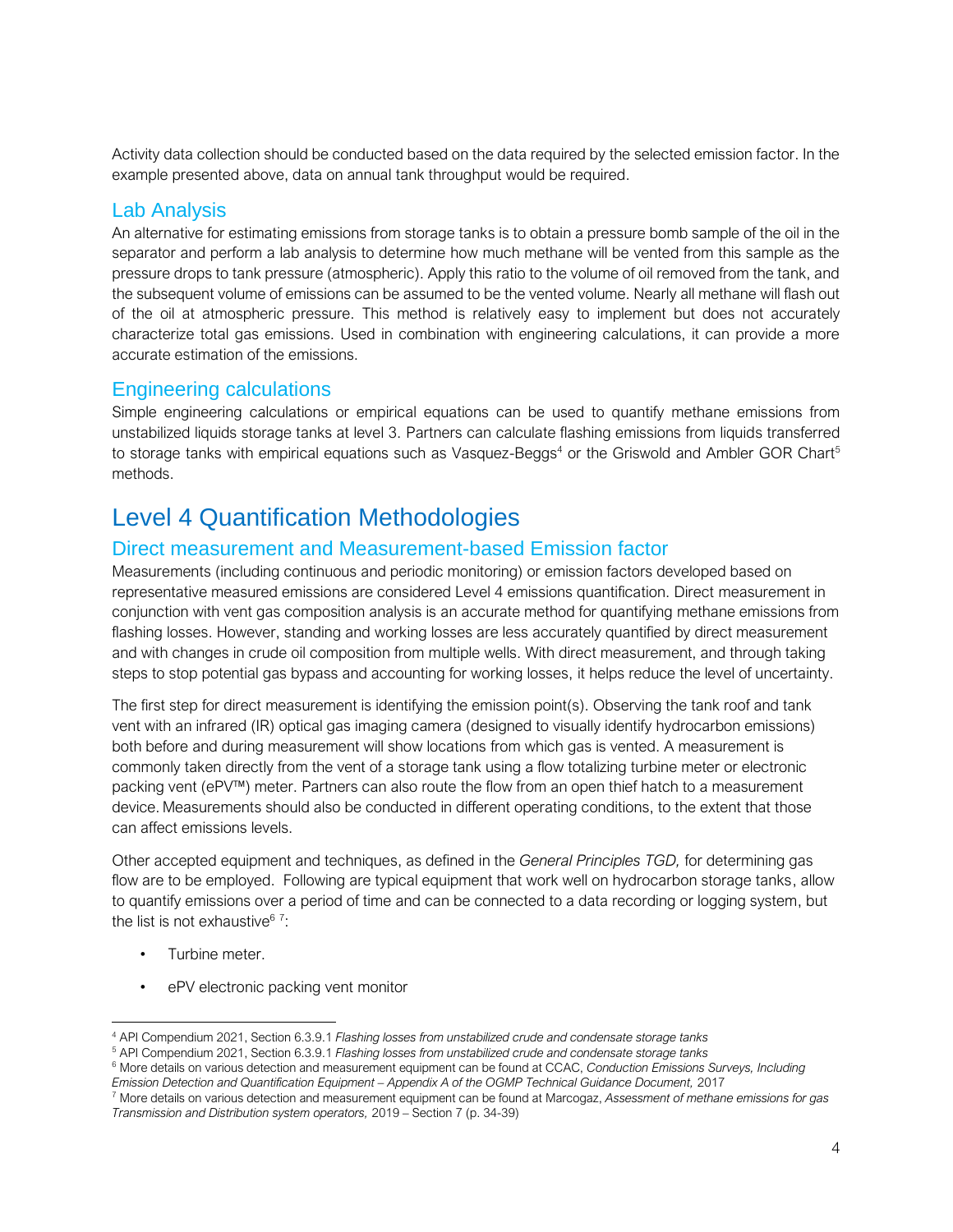Activity data collection should be conducted based on the data required by the selected emission factor. In the example presented above, data on annual tank throughput would be required.

### Lab Analysis

An alternative for estimating emissions from storage tanks is to obtain a pressure bomb sample of the oil in the separator and perform a lab analysis to determine how much methane will be vented from this sample as the pressure drops to tank pressure (atmospheric). Apply this ratio to the volume of oil removed from the tank, and the subsequent volume of emissions can be assumed to be the vented volume. Nearly all methane will flash out of the oil at atmospheric pressure. This method is relatively easy to implement but does not accurately characterize total gas emissions. Used in combination with engineering calculations, it can provide a more accurate estimation of the emissions.

### Engineering calculations

Simple engineering calculations or empirical equations can be used to quantify methane emissions from unstabilized liquids storage tanks at level 3. Partners can calculate flashing emissions from liquids transferred to storage tanks with empirical equations such as Vasquez-Beggs[4] or the Griswold and Ambler GOR Chart[5] methods.

## Level 4 Quantification Methodologies

### Direct measurement and Measurement-based Emission factor

Measurements (including continuous and periodic monitoring) or emission factors developed based on representative measured emissions are considered Level 4 emissions quantification. Direct measurement in conjunction with vent gas composition analysis is an accurate method for quantifying methane emissions from flashing losses. However, standing and working losses are less accurately quantified by direct measurement and with changes in crude oil composition from multiple wells. With direct measurement, and through taking steps to stop potential gas bypass and accounting for working losses, it helps reduce the level of uncertainty.

The first step for direct measurement is identifying the emission point(s). Observing the tank roof and tank vent with an infrared (IR) optical gas imaging camera (designed to visually identify hydrocarbon emissions) both before and during measurement will show locations from which gas is vented. A measurement is commonly taken directly from the vent of a storage tank using a flow totalizing turbine meter or electronic packing vent (ePV™) meter. Partners can also route the flow from an open thief hatch to a measurement device. Measurements should also be conducted in different operating conditions, to the extent that those can affect emissions levels.

Other accepted equipment and techniques, as defined in the *General Principles TGD,* for determining gas flow are to be employed. Following are typical equipment that work well on hydrocarbon storage tanks, allow to quantify emissions over a period of time and can be connected to a data recording or logging system, but the list is not exhaustive[6] [7]:

- Turbine meter.
- ePV electronic packing vent monitor

---

[4] API Compendium 2021, Section 6.3.9.1 *Flashing losses from unstabilized crude and condensate storage tanks*

[5] API Compendium 2021, Section 6.3.9.1 *Flashing losses from unstabilized crude and condensate storage tanks*

[6] More details on various detection and measurement equipment can be found at CCAC, *Conduction Emissions Surveys, Including Emission Detection and Quantification Equipment – Appendix A of the OGMP Technical Guidance Document,* 2017

[7] More details on various detection and measurement equipment can be found at Marcogaz, *Assessment of methane emissions for gas Transmission and Distribution system operators,* 2019 – Section 7 (p. 34-39)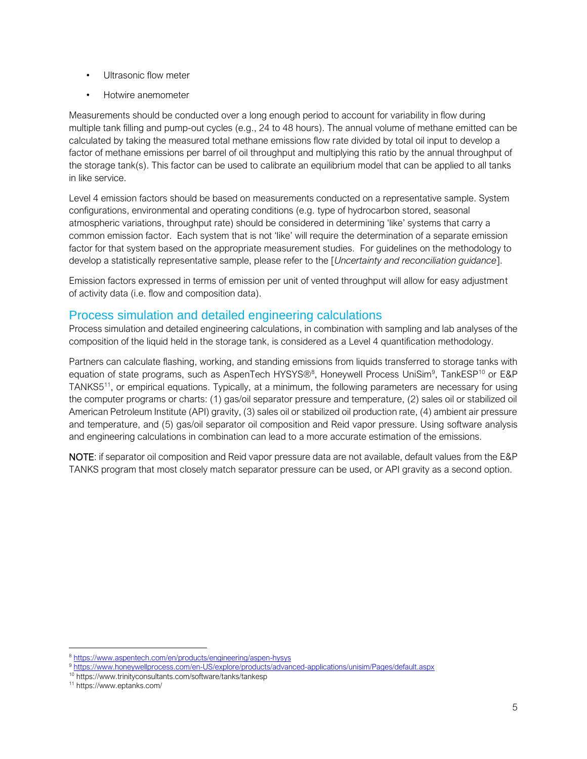- Ultrasonic flow meter
- Hotwire anemometer

Measurements should be conducted over a long enough period to account for variability in flow during multiple tank filling and pump-out cycles (e.g., 24 to 48 hours). The annual volume of methane emitted can be calculated by taking the measured total methane emissions flow rate divided by total oil input to develop a factor of methane emissions per barrel of oil throughput and multiplying this ratio by the annual throughput of the storage tank(s). This factor can be used to calibrate an equilibrium model that can be applied to all tanks in like service.

Level 4 emission factors should be based on measurements conducted on a representative sample. System configurations, environmental and operating conditions (e.g. type of hydrocarbon stored, seasonal atmospheric variations, throughput rate) should be considered in determining 'like' systems that carry a common emission factor. Each system that is not 'like' will require the determination of a separate emission factor for that system based on the appropriate measurement studies. For guidelines on the methodology to develop a statistically representative sample, please refer to the [*Uncertainty and reconciliation guidance*].

Emission factors expressed in terms of emission per unit of vented throughput will allow for easy adjustment of activity data (i.e. flow and composition data).

## Process simulation and detailed engineering calculations

Process simulation and detailed engineering calculations, in combination with sampling and lab analyses of the composition of the liquid held in the storage tank, is considered as a Level 4 quantification methodology.

Partners can calculate flashing, working, and standing emissions from liquids transferred to storage tanks with equation of state programs, such as AspenTech HYSYS®[8], Honeywell Process UniSim[9], TankESP[10] or E&P TANKS5[11], or empirical equations. Typically, at a minimum, the following parameters are necessary for using the computer programs or charts: (1) gas/oil separator pressure and temperature, (2) sales oil or stabilized oil American Petroleum Institute (API) gravity, (3) sales oil or stabilized oil production rate, (4) ambient air pressure and temperature, and (5) gas/oil separator oil composition and Reid vapor pressure. Using software analysis and engineering calculations in combination can lead to a more accurate estimation of the emissions.

**NOTE**: if separator oil composition and Reid vapor pressure data are not available, default values from the E&P TANKS program that most closely match separator pressure can be used, or API gravity as a second option.

---

[8] https://www.aspentech.com/en/products/engineering/aspen-hysys

[9] https://www.honeywellprocess.com/en-US/explore/products/advanced-applications/unisim/Pages/default.aspx

[10] https://www.trinityconsultants.com/software/tanks/tankesp

[11] https://www.eptanks.com/